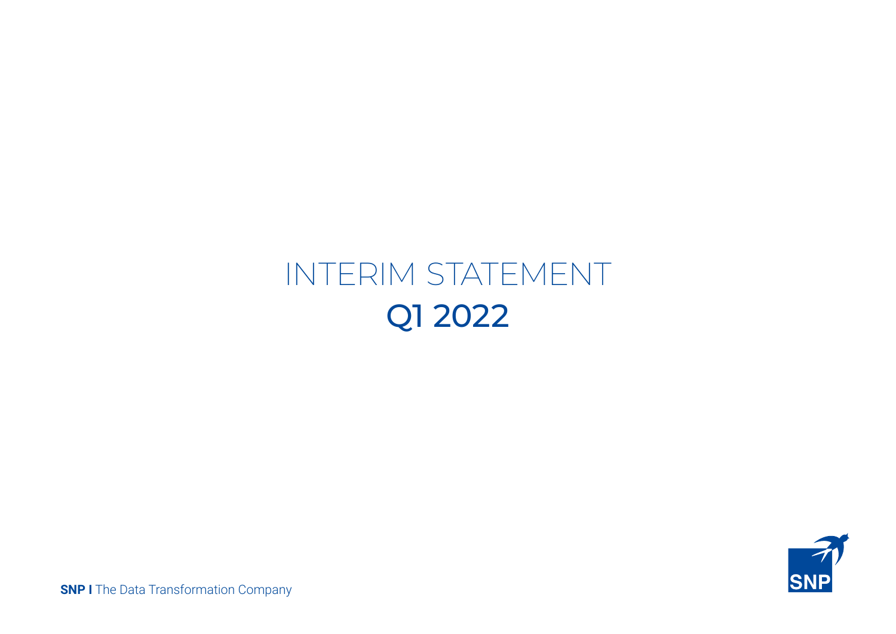# INTERIM STATEMENT

## Q1 2022

**SNP I** The Data Transformation Company

SNP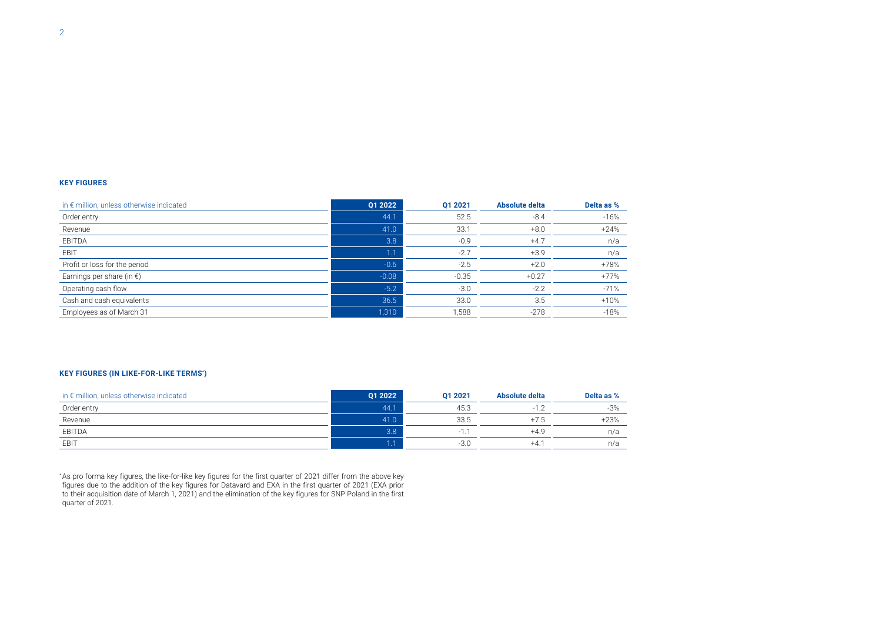### KEY FIGURES

| in € million, unless otherwise indicated | Q1 2022 | Q1 2021 | Absolute delta | Delta as % |
|---|---|---|---|---|
| Order entry | 44.1 | 52.5 | -8.4 | -16% |
| Revenue | 41.0 | 33.1 | +8.0 | +24% |
| EBITDA | 3.8 | -0.9 | +4.7 | n/a |
| EBIT | 1.1 | -2.7 | +3.9 | n/a |
| Profit or loss for the period | -0.6 | -2.5 | +2.0 | +78% |
| Earnings per share (in €) | -0.08 | -0.35 | +0.27 | +77% |
| Operating cash flow | -5.2 | -3.0 | -2.2 | -71% |
| Cash and cash equivalents | 36.5 | 33.0 | 3.5 | +10% |
| Employees as of March 31 | 1,310 | 1,588 | -278 | -18% |

### KEY FIGURES (IN LIKE-FOR-LIKE TERMS*)

| in € million, unless otherwise indicated | Q1 2022 | Q1 2021 | Absolute delta | Delta as % |
|---|---|---|---|---|
| Order entry | 44.1 | 45.3 | -1.2 | -3% |
| Revenue | 41.0 | 33.5 | +7.5 | +23% |
| EBITDA | 3.8 | -1.1 | +4.9 | n/a |
| EBIT | 1.1 | -3.0 | +4.1 | n/a |

* As pro forma key figures, the like-for-like key figures for the first quarter of 2021 differ from the above key figures due to the addition of the key figures for Datavard and EXA in the first quarter of 2021 (EXA prior to their acquisition date of March 1, 2021) and the elimination of the key figures for SNP Poland in the first quarter of 2021.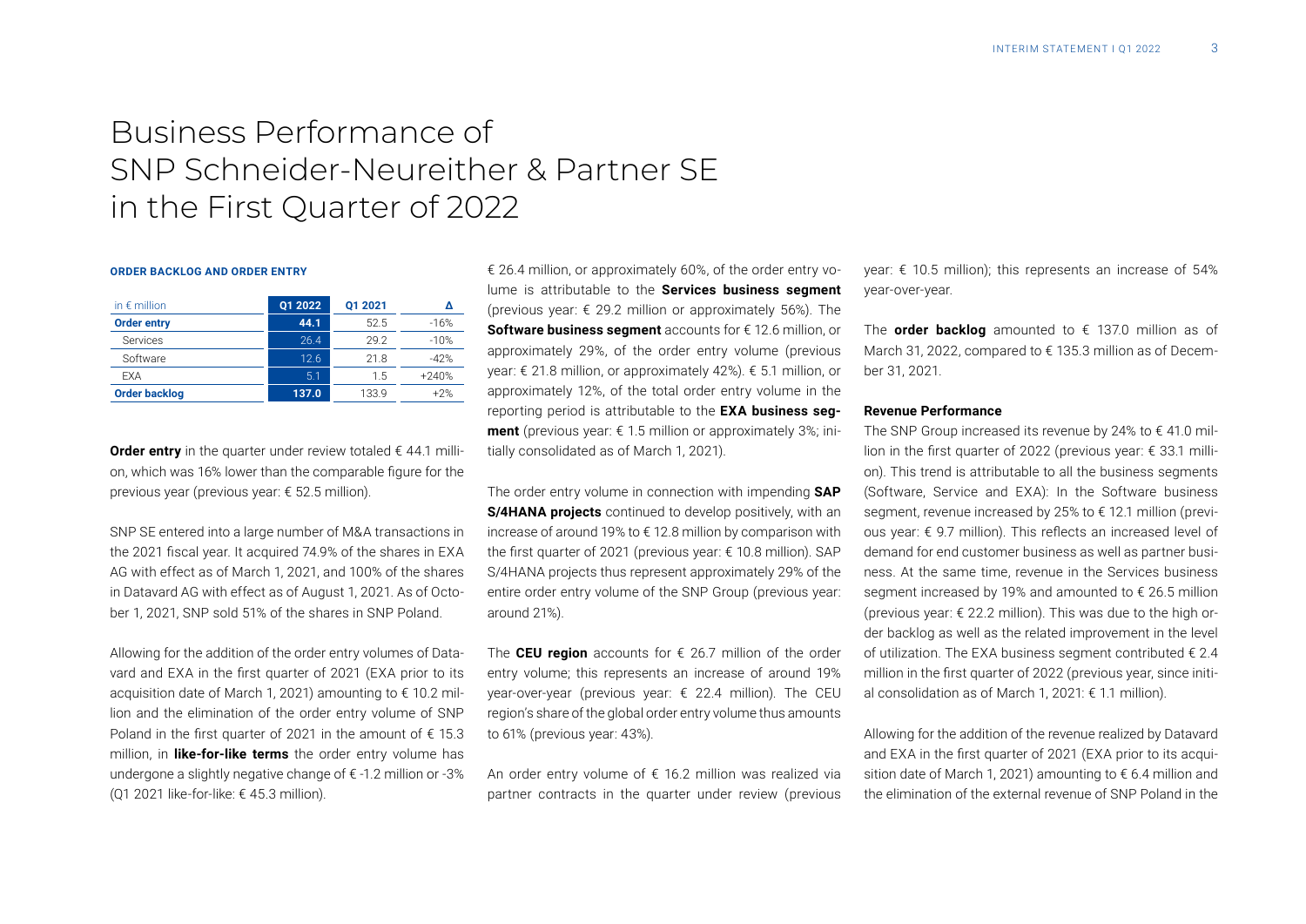# Business Performance of SNP Schneider-Neureither & Partner SE in the First Quarter of 2022

#### ORDER BACKLOG AND ORDER ENTRY

| in € million | Q1 2022 | Q1 2021 | Δ |
|---|---|---|---|
| **Order entry** | **44.1** | 52.5 | -16% |
| Services | 26.4 | 29.2 | -10% |
| Software | 12.6 | 21.8 | -42% |
| EXA | 5.1 | 1.5 | +240% |
| **Order backlog** | **137.0** | 133.9 | +2% |

**Order entry** in the quarter under review totaled € 44.1 million, which was 16% lower than the comparable figure for the previous year (previous year: € 52.5 million).

SNP SE entered into a large number of M&A transactions in the 2021 fiscal year. It acquired 74.9% of the shares in EXA AG with effect as of March 1, 2021, and 100% of the shares in Datavard AG with effect as of August 1, 2021. As of October 1, 2021, SNP sold 51% of the shares in SNP Poland.

Allowing for the addition of the order entry volumes of Datavard and EXA in the first quarter of 2021 (EXA prior to its acquisition date of March 1, 2021) amounting to € 10.2 million and the elimination of the order entry volume of SNP Poland in the first quarter of 2021 in the amount of € 15.3 million, in **like-for-like terms** the order entry volume has undergone a slightly negative change of € -1.2 million or -3% (Q1 2021 like-for-like: € 45.3 million).

€ 26.4 million, or approximately 60%, of the order entry volume is attributable to the **Services business segment** (previous year: € 29.2 million or approximately 56%). The **Software business segment** accounts for € 12.6 million, or approximately 29%, of the order entry volume (previous year: € 21.8 million, or approximately 42%). € 5.1 million, or approximately 12%, of the total order entry volume in the reporting period is attributable to the **EXA business segment** (previous year: € 1.5 million or approximately 3%; initially consolidated as of March 1, 2021).

The order entry volume in connection with impending **SAP S/4HANA projects** continued to develop positively, with an increase of around 19% to € 12.8 million by comparison with the first quarter of 2021 (previous year: € 10.8 million). SAP S/4HANA projects thus represent approximately 29% of the entire order entry volume of the SNP Group (previous year: around 21%).

The **CEU region** accounts for € 26.7 million of the order entry volume; this represents an increase of around 19% year-over-year (previous year: € 22.4 million). The CEU region's share of the global order entry volume thus amounts to 61% (previous year: 43%).

An order entry volume of € 16.2 million was realized via partner contracts in the quarter under review (previous year: € 10.5 million); this represents an increase of 54% year-over-year.

The **order backlog** amounted to € 137.0 million as of March 31, 2022, compared to € 135.3 million as of December 31, 2021.

#### Revenue Performance

The SNP Group increased its revenue by 24% to € 41.0 million in the first quarter of 2022 (previous year: € 33.1 million). This trend is attributable to all the business segments (Software, Service and EXA): In the Software business segment, revenue increased by 25% to € 12.1 million (previous year: € 9.7 million). This reflects an increased level of demand for end customer business as well as partner business. At the same time, revenue in the Services business segment increased by 19% and amounted to € 26.5 million (previous year: € 22.2 million). This was due to the high order backlog as well as the related improvement in the level of utilization. The EXA business segment contributed € 2.4 million in the first quarter of 2022 (previous year, since initial consolidation as of March 1, 2021: € 1.1 million).

Allowing for the addition of the revenue realized by Datavard and EXA in the first quarter of 2021 (EXA prior to its acquisition date of March 1, 2021) amounting to € 6.4 million and the elimination of the external revenue of SNP Poland in the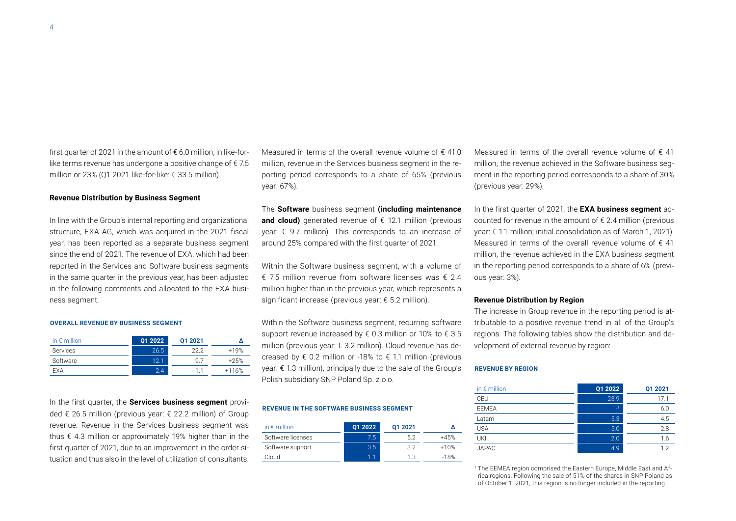first quarter of 2021 in the amount of € 6.0 million, in like-for-like terms revenue has undergone a positive change of € 7.5 million or 23% (Q1 2021 like-for-like: € 33.5 million).

### Revenue Distribution by Business Segment

In line with the Group's internal reporting and organizational structure, EXA AG, which was acquired in the 2021 fiscal year, has been reported as a separate business segment since the end of 2021. The revenue of EXA, which had been reported in the Services and Software business segments in the same quarter in the previous year, has been adjusted in the following comments and allocated to the EXA business segment.

**OVERALL REVENUE BY BUSINESS SEGMENT**

| in € million | Q1 2022 | Q1 2021 | Δ |
|---|---|---|---|
| Services | 26.5 | 22.2 | +19% |
| Software | 12.1 | 9.7 | +25% |
| EXA | 2.4 | 1.1 | +116% |

In the first quarter, the **Services business segment** provided € 26.5 million (previous year: € 22.2 million) of Group revenue. Revenue in the Services business segment was thus € 4.3 million or approximately 19% higher than in the first quarter of 2021, due to an improvement in the order situation and thus also in the level of utilization of consultants.

Measured in terms of the overall revenue volume of € 41.0 million, revenue in the Services business segment in the reporting period corresponds to a share of 65% (previous year: 67%).

The **Software** business segment **(including maintenance and cloud)** generated revenue of € 12.1 million (previous year: € 9.7 million). This corresponds to an increase of around 25% compared with the first quarter of 2021.

Within the Software business segment, with a volume of € 7.5 million revenue from software licenses was € 2.4 million higher than in the previous year, which represents a significant increase (previous year: € 5.2 million).

Within the Software business segment, recurring software support revenue increased by € 0.3 million or 10% to € 3.5 million (previous year: € 3.2 million). Cloud revenue has decreased by € 0.2 million or -18% to € 1.1 million (previous year: € 1.3 million), principally due to the sale of the Group's Polish subsidiary SNP Poland Sp. z o.o.

**REVENUE IN THE SOFTWARE BUSINESS SEGMENT**

| in € million | Q1 2022 | Q1 2021 | Δ |
|---|---|---|---|
| Software licenses | 7.5 | 5.2 | +45% |
| Software support | 3.5 | 3.2 | +10% |
| Cloud | 1.1 | 1.3 | -18% |

Measured in terms of the overall revenue volume of € 41 million, the revenue achieved in the Software business segment in the reporting period corresponds to a share of 30% (previous year: 29%).

In the first quarter of 2021, the **EXA business segment** accounted for revenue in the amount of € 2.4 million (previous year: € 1.1 million; initial consolidation as of March 1, 2021). Measured in terms of the overall revenue volume of € 41 million, the revenue achieved in the EXA business segment in the reporting period corresponds to a share of 6% (previous year: 3%).

### Revenue Distribution by Region

The increase in Group revenue in the reporting period is attributable to a positive revenue trend in all of the Group's regions. The following tables show the distribution and development of external revenue by region:

**REVENUE BY REGION**

| in € million | Q1 2022 | Q1 2021 |
|---|---|---|
| CEU | 23.9 | 17.1 |
| EEMEA | –[1] | 6.0 |
| Latam | 5.3 | 4.5 |
| USA | 5.0 | 2.8 |
| UKI | 2.0 | 1.6 |
| JAPAC | 4.9 | 1.2 |

[1] The EEMEA region comprised the Eastern Europe, Middle East and Africa regions. Following the sale of 51% of the shares in SNP Poland as of October 1, 2021, this region is no longer included in the reporting.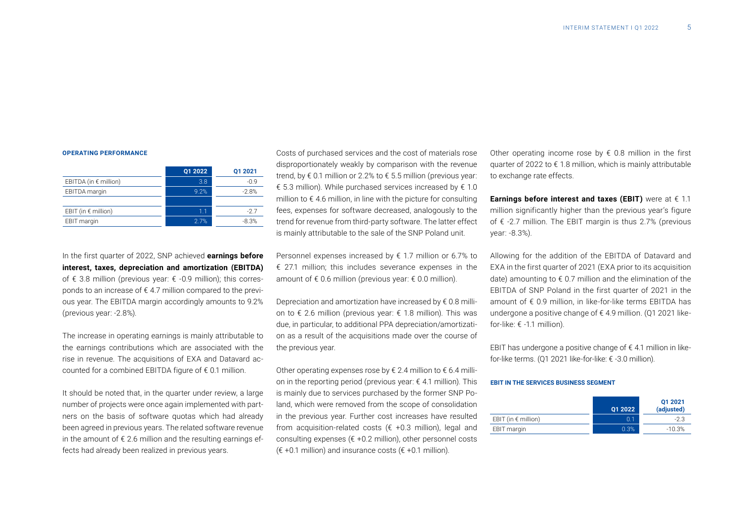### OPERATING PERFORMANCE

| | Q1 2022 | Q1 2021 |
|---|---|---|
| EBITDA (in € million) | 3.8 | -0.9 |
| EBITDA margin | 9.2% | -2.8% |
| | | |
| EBIT (in € million) | 1.1 | -2.7 |
| EBIT margin | 2.7% | -8.3% |

In the first quarter of 2022, SNP achieved **earnings before interest, taxes, depreciation and amortization (EBITDA)** of € 3.8 million (previous year: € -0.9 million); this corresponds to an increase of € 4.7 million compared to the previous year. The EBITDA margin accordingly amounts to 9.2% (previous year: -2.8%).

The increase in operating earnings is mainly attributable to the earnings contributions which are associated with the rise in revenue. The acquisitions of EXA and Datavard accounted for a combined EBITDA figure of € 0.1 million.

It should be noted that, in the quarter under review, a large number of projects were once again implemented with partners on the basis of software quotas which had already been agreed in previous years. The related software revenue in the amount of € 2.6 million and the resulting earnings effects had already been realized in previous years.

Costs of purchased services and the cost of materials rose disproportionately weakly by comparison with the revenue trend, by € 0.1 million or 2.2% to € 5.5 million (previous year: € 5.3 million). While purchased services increased by € 1.0 million to € 4.6 million, in line with the picture for consulting fees, expenses for software decreased, analogously to the trend for revenue from third-party software. The latter effect is mainly attributable to the sale of the SNP Poland unit.

Personnel expenses increased by € 1.7 million or 6.7% to € 27.1 million; this includes severance expenses in the amount of € 0.6 million (previous year: € 0.0 million).

Depreciation and amortization have increased by € 0.8 million to € 2.6 million (previous year: € 1.8 million). This was due, in particular, to additional PPA depreciation/amortization as a result of the acquisitions made over the course of the previous year.

Other operating expenses rose by € 2.4 million to € 6.4 million in the reporting period (previous year: € 4.1 million). This is mainly due to services purchased by the former SNP Poland, which were removed from the scope of consolidation in the previous year. Further cost increases have resulted from acquisition-related costs (€ +0.3 million), legal and consulting expenses (€ +0.2 million), other personnel costs (€ +0.1 million) and insurance costs (€ +0.1 million).

Other operating income rose by € 0.8 million in the first quarter of 2022 to € 1.8 million, which is mainly attributable to exchange rate effects.

**Earnings before interest and taxes (EBIT)** were at € 1.1 million significantly higher than the previous year's figure of € -2.7 million. The EBIT margin is thus 2.7% (previous year: -8.3%).

Allowing for the addition of the EBITDA of Datavard and EXA in the first quarter of 2021 (EXA prior to its acquisition date) amounting to € 0.7 million and the elimination of the EBITDA of SNP Poland in the first quarter of 2021 in the amount of € 0.9 million, in like-for-like terms EBITDA has undergone a positive change of € 4.9 million. (Q1 2021 like-for-like: € -1.1 million).

EBIT has undergone a positive change of € 4.1 million in like-for-like terms. (Q1 2021 like-for-like: € -3.0 million).

#### EBIT IN THE SERVICES BUSINESS SEGMENT

| | Q1 2022 | Q1 2021 (adjusted) |
|---|---|---|
| EBIT (in € million) | 0.1 | -2.3 |
| EBIT margin | 0.3% | -10.3% |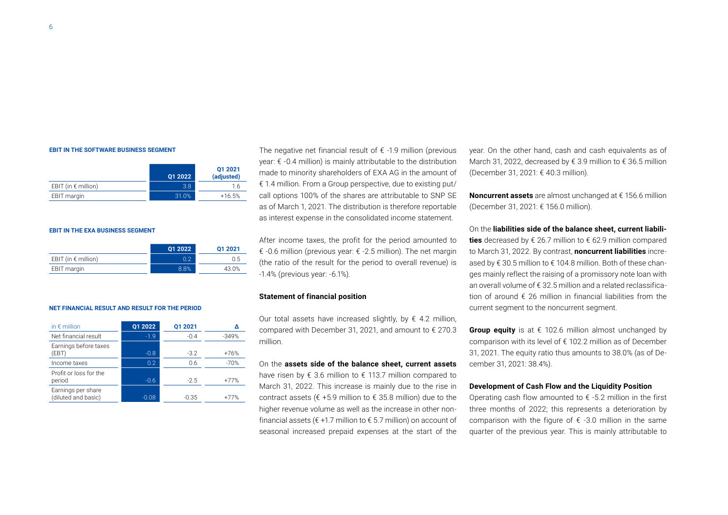#### EBIT IN THE SOFTWARE BUSINESS SEGMENT

| | Q1 2022 | Q1 2021 (adjusted) |
|---|---|---|
| EBIT (in € million) | 3.8 | 1.6 |
| EBIT margin | 31.0% | +16.5% |

#### EBIT IN THE EXA BUSINESS SEGMENT

| | Q1 2022 | Q1 2021 |
|---|---|---|
| EBIT (in € million) | 0.2 | 0.5 |
| EBIT margin | 8.8% | 43.0% |

#### NET FINANCIAL RESULT AND RESULT FOR THE PERIOD

| in € million | Q1 2022 | Q1 2021 | Δ |
|---|---|---|---|
| Net financial result | -1.9 | -0.4 | -349% |
| Earnings before taxes (EBT) | -0.8 | -3.2 | +76% |
| Income taxes | 0.2 | 0.6 | -70% |
| Profit or loss for the period | -0.6 | -2.5 | +77% |
| Earnings per share (diluted and basic) | -0.08 | -0.35 | +77% |

The negative net financial result of € -1.9 million (previous year: € -0.4 million) is mainly attributable to the distribution made to minority shareholders of EXA AG in the amount of € 1.4 million. From a Group perspective, due to existing put/call options 100% of the shares are attributable to SNP SE as of March 1, 2021. The distribution is therefore reportable as interest expense in the consolidated income statement.

After income taxes, the profit for the period amounted to € -0.6 million (previous year: € -2.5 million). The net margin (the ratio of the result for the period to overall revenue) is -1.4% (previous year: -6.1%).

**Statement of financial position**

Our total assets have increased slightly, by € 4.2 million, compared with December 31, 2021, and amount to € 270.3 million.

On the **assets side of the balance sheet, current assets** have risen by € 3.6 million to € 113.7 million compared to March 31, 2022. This increase is mainly due to the rise in contract assets (€ +5.9 million to € 35.8 million) due to the higher revenue volume as well as the increase in other nonfinancial assets (€ +1.7 million to € 5.7 million) on account of seasonal increased prepaid expenses at the start of the year. On the other hand, cash and cash equivalents as of March 31, 2022, decreased by € 3.9 million to € 36.5 million (December 31, 2021: € 40.3 million).

**Noncurrent assets** are almost unchanged at € 156.6 million (December 31, 2021: € 156.0 million).

On the **liabilities side of the balance sheet, current liabilities** decreased by € 26.7 million to € 62.9 million compared to March 31, 2022. By contrast, **noncurrent liabilities** increased by € 30.5 million to € 104.8 million. Both of these changes mainly reflect the raising of a promissory note loan with an overall volume of € 32.5 million and a related reclassification of around € 26 million in financial liabilities from the current segment to the noncurrent segment.

**Group equity** is at € 102.6 million almost unchanged by comparison with its level of € 102.2 million as of December 31, 2021. The equity ratio thus amounts to 38.0% (as of December 31, 2021: 38.4%).

**Development of Cash Flow and the Liquidity Position**

Operating cash flow amounted to € -5.2 million in the first three months of 2022; this represents a deterioration by comparison with the figure of € -3.0 million in the same quarter of the previous year. This is mainly attributable to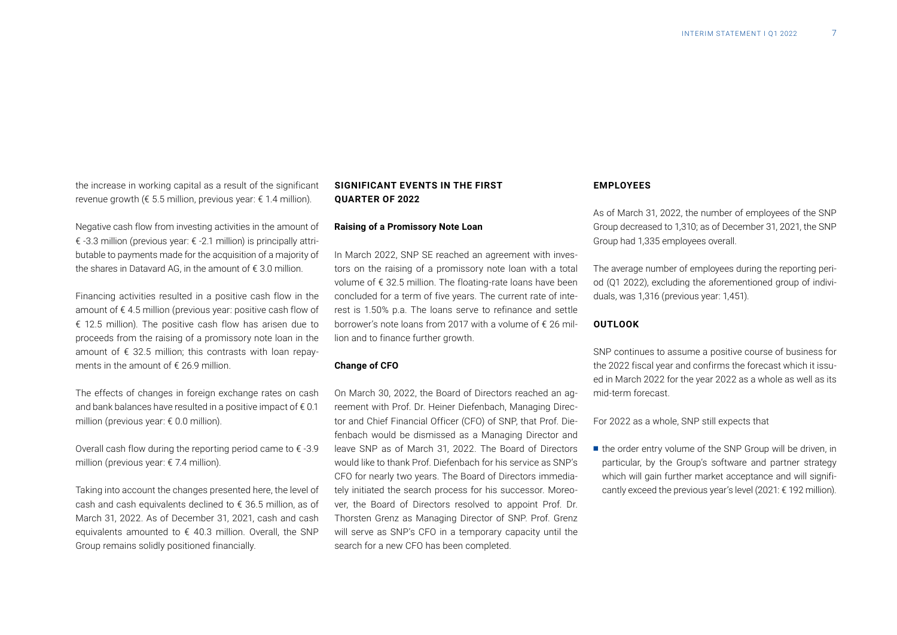the increase in working capital as a result of the significant revenue growth (€ 5.5 million, previous year: € 1.4 million).

Negative cash flow from investing activities in the amount of € -3.3 million (previous year: € -2.1 million) is principally attributable to payments made for the acquisition of a majority of the shares in Datavard AG, in the amount of € 3.0 million.

Financing activities resulted in a positive cash flow in the amount of € 4.5 million (previous year: positive cash flow of € 12.5 million). The positive cash flow has arisen due to proceeds from the raising of a promissory note loan in the amount of € 32.5 million; this contrasts with loan repayments in the amount of € 26.9 million.

The effects of changes in foreign exchange rates on cash and bank balances have resulted in a positive impact of € 0.1 million (previous year: € 0.0 million).

Overall cash flow during the reporting period came to € -3.9 million (previous year: € 7.4 million).

Taking into account the changes presented here, the level of cash and cash equivalents declined to € 36.5 million, as of March 31, 2022. As of December 31, 2021, cash and cash equivalents amounted to € 40.3 million. Overall, the SNP Group remains solidly positioned financially.

## SIGNIFICANT EVENTS IN THE FIRST QUARTER OF 2022

### Raising of a Promissory Note Loan

In March 2022, SNP SE reached an agreement with investors on the raising of a promissory note loan with a total volume of € 32.5 million. The floating-rate loans have been concluded for a term of five years. The current rate of interest is 1.50% p.a. The loans serve to refinance and settle borrower's note loans from 2017 with a volume of € 26 million and to finance further growth.

### Change of CFO

On March 30, 2022, the Board of Directors reached an agreement with Prof. Dr. Heiner Diefenbach, Managing Director and Chief Financial Officer (CFO) of SNP, that Prof. Diefenbach would be dismissed as a Managing Director and leave SNP as of March 31, 2022. The Board of Directors would like to thank Prof. Diefenbach for his service as SNP's CFO for nearly two years. The Board of Directors immediately initiated the search process for his successor. Moreover, the Board of Directors resolved to appoint Prof. Dr. Thorsten Grenz as Managing Director of SNP. Prof. Grenz will serve as SNP's CFO in a temporary capacity until the search for a new CFO has been completed.

## EMPLOYEES

As of March 31, 2022, the number of employees of the SNP Group decreased to 1,310; as of December 31, 2021, the SNP Group had 1,335 employees overall.

The average number of employees during the reporting period (Q1 2022), excluding the aforementioned group of individuals, was 1,316 (previous year: 1,451).

## OUTLOOK

SNP continues to assume a positive course of business for the 2022 fiscal year and confirms the forecast which it issued in March 2022 for the year 2022 as a whole as well as its mid-term forecast.

For 2022 as a whole, SNP still expects that

- the order entry volume of the SNP Group will be driven, in particular, by the Group's software and partner strategy which will gain further market acceptance and will significantly exceed the previous year's level (2021: € 192 million).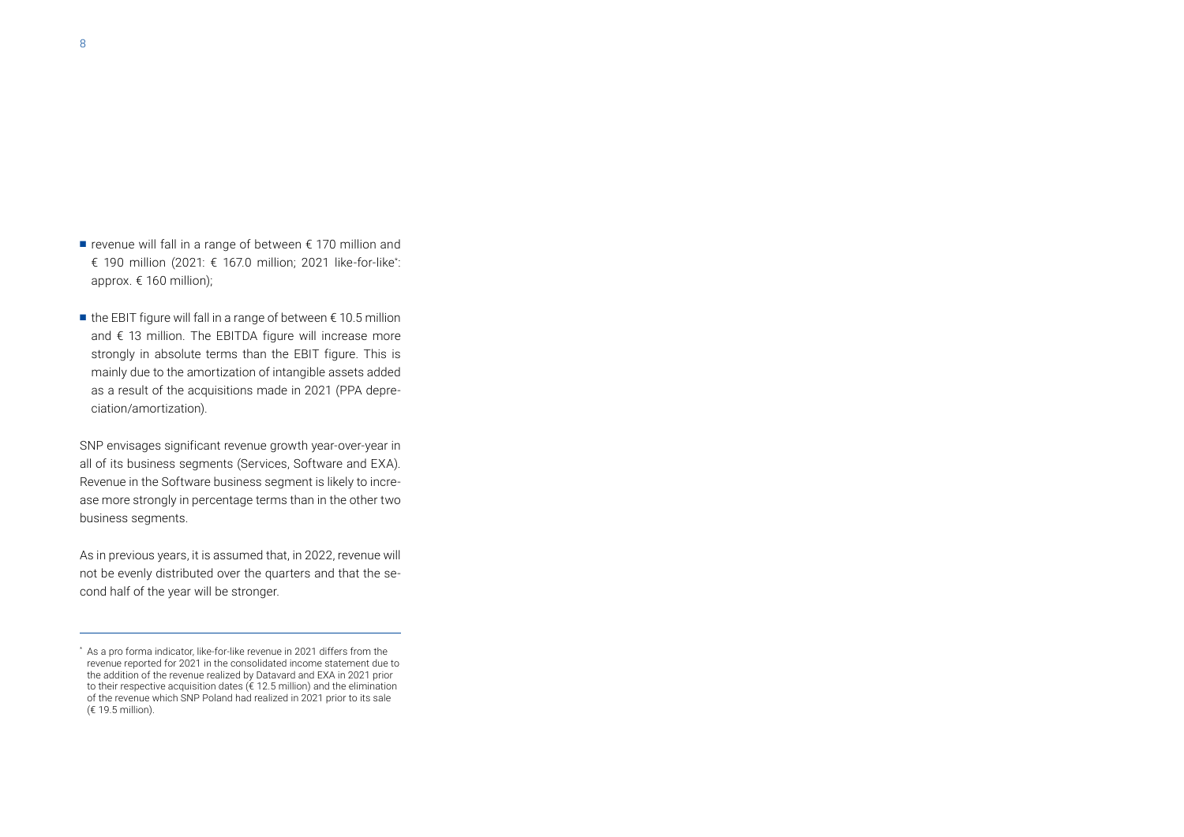- revenue will fall in a range of between € 170 million and € 190 million (2021: € 167.0 million; 2021 like-for-like*: approx. € 160 million);

- the EBIT figure will fall in a range of between € 10.5 million and € 13 million. The EBITDA figure will increase more strongly in absolute terms than the EBIT figure. This is mainly due to the amortization of intangible assets added as a result of the acquisitions made in 2021 (PPA depreciation/amortization).

SNP envisages significant revenue growth year-over-year in all of its business segments (Services, Software and EXA). Revenue in the Software business segment is likely to increase more strongly in percentage terms than in the other two business segments.

As in previous years, it is assumed that, in 2022, revenue will not be evenly distributed over the quarters and that the second half of the year will be stronger.

---

* As a pro forma indicator, like-for-like revenue in 2021 differs from the revenue reported for 2021 in the consolidated income statement due to the addition of the revenue realized by Datavard and EXA in 2021 prior to their respective acquisition dates (€ 12.5 million) and the elimination of the revenue which SNP Poland had realized in 2021 prior to its sale (€ 19.5 million).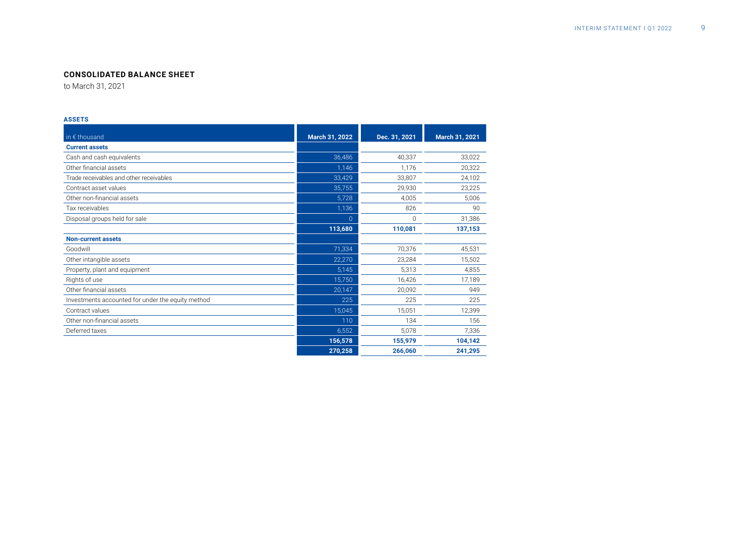## CONSOLIDATED BALANCE SHEET

to March 31, 2021

**ASSETS**

| in € thousand | March 31, 2022 | Dec. 31, 2021 | March 31, 2021 |
|---|---|---|---|
| **Current assets** | | | |
| Cash and cash equivalents | 36,486 | 40,337 | 33,022 |
| Other financial assets | 1,146 | 1,176 | 20,322 |
| Trade receivables and other receivables | 33,429 | 33,807 | 24,102 |
| Contract asset values | 35,755 | 29,930 | 23,225 |
| Other non-financial assets | 5,728 | 4,005 | 5,006 |
| Tax receivables | 1,136 | 826 | 90 |
| Disposal groups held for sale | 0 | 0 | 31,386 |
| | **113,680** | **110,081** | **137,153** |
| **Non-current assets** | | | |
| Goodwill | 71,334 | 70,376 | 45,531 |
| Other intangible assets | 22,270 | 23,284 | 15,502 |
| Property, plant and equipment | 5,145 | 5,313 | 4,855 |
| Rights of use | 15,750 | 16,426 | 17,189 |
| Other financial assets | 20,147 | 20,092 | 949 |
| Investments accounted for under the equity method | 225 | 225 | 225 |
| Contract values | 15,045 | 15,051 | 12,399 |
| Other non-financial assets | 110 | 134 | 156 |
| Deferred taxes | 6,552 | 5,078 | 7,336 |
| | **156,578** | **155,979** | **104,142** |
| | **270,258** | **266,060** | **241,295** |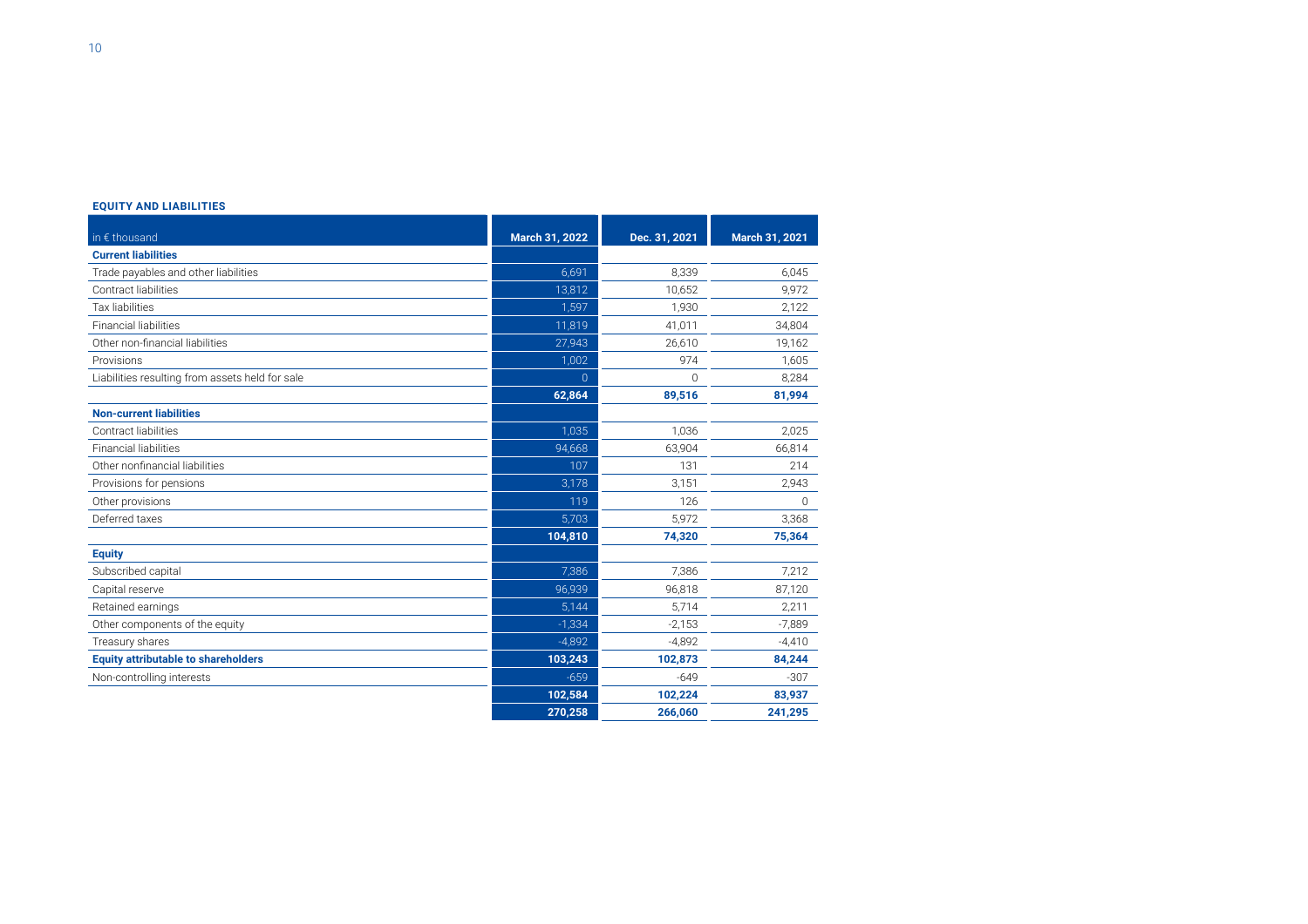#### EQUITY AND LIABILITIES

| in € thousand | March 31, 2022 | Dec. 31, 2021 | March 31, 2021 |
|---|---|---|---|
| **Current liabilities** | | | |
| Trade payables and other liabilities | 6,691 | 8,339 | 6,045 |
| Contract liabilities | 13,812 | 10,652 | 9,972 |
| Tax liabilities | 1,597 | 1,930 | 2,122 |
| Financial liabilities | 11,819 | 41,011 | 34,804 |
| Other non-financial liabilities | 27,943 | 26,610 | 19,162 |
| Provisions | 1,002 | 974 | 1,605 |
| Liabilities resulting from assets held for sale | 0 | 0 | 8,284 |
| | **62,864** | **89,516** | **81,994** |
| **Non-current liabilities** | | | |
| Contract liabilities | 1,035 | 1,036 | 2,025 |
| Financial liabilities | 94,668 | 63,904 | 66,814 |
| Other nonfinancial liabilities | 107 | 131 | 214 |
| Provisions for pensions | 3,178 | 3,151 | 2,943 |
| Other provisions | 119 | 126 | 0 |
| Deferred taxes | 5,703 | 5,972 | 3,368 |
| | **104,810** | **74,320** | **75,364** |
| **Equity** | | | |
| Subscribed capital | 7,386 | 7,386 | 7,212 |
| Capital reserve | 96,939 | 96,818 | 87,120 |
| Retained earnings | 5,144 | 5,714 | 2,211 |
| Other components of the equity | -1,334 | -2,153 | -7,889 |
| Treasury shares | -4,892 | -4,892 | -4,410 |
| **Equity attributable to shareholders** | **103,243** | **102,873** | **84,244** |
| Non-controlling interests | -659 | -649 | -307 |
| | **102,584** | **102,224** | **83,937** |
| | **270,258** | **266,060** | **241,295** |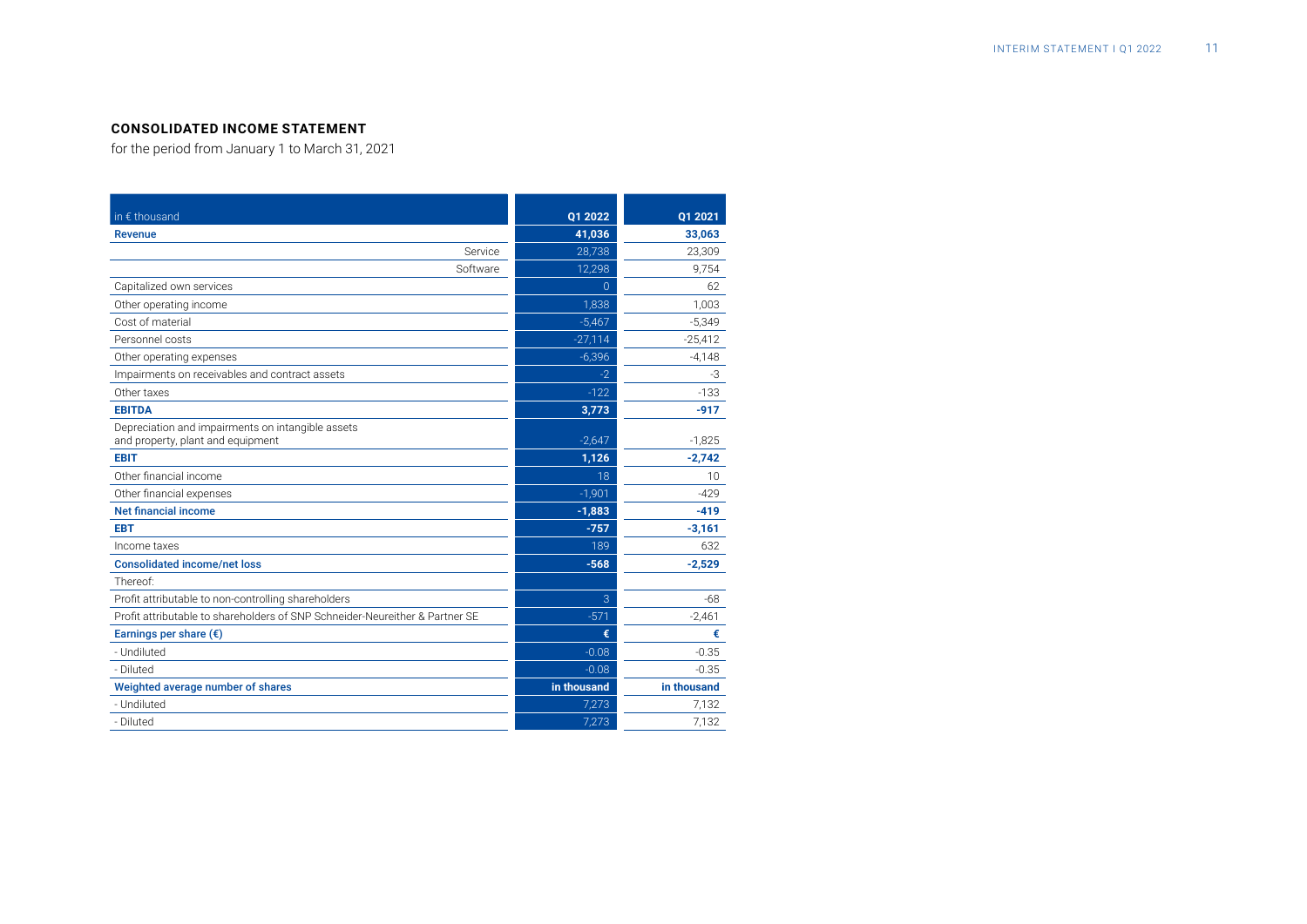## CONSOLIDATED INCOME STATEMENT

for the period from January 1 to March 31, 2021

| in € thousand | Q1 2022 | Q1 2021 |
|---|---|---|
| **Revenue** | **41,036** | **33,063** |
| Service | 28,738 | 23,309 |
| Software | 12,298 | 9,754 |
| Capitalized own services | 0 | 62 |
| Other operating income | 1,838 | 1,003 |
| Cost of material | -5,467 | -5,349 |
| Personnel costs | -27,114 | -25,412 |
| Other operating expenses | -6,396 | -4,148 |
| Impairments on receivables and contract assets | -2 | -3 |
| Other taxes | -122 | -133 |
| **EBITDA** | **3,773** | **-917** |
| Depreciation and impairments on intangible assets and property, plant and equipment | -2,647 | -1,825 |
| **EBIT** | **1,126** | **-2,742** |
| Other financial income | 18 | 10 |
| Other financial expenses | -1,901 | -429 |
| **Net financial income** | **-1,883** | **-419** |
| **EBT** | **-757** | **-3,161** |
| Income taxes | 189 | 632 |
| **Consolidated income/net loss** | **-568** | **-2,529** |
| Thereof: | | |
| Profit attributable to non-controlling shareholders | 3 | -68 |
| Profit attributable to shareholders of SNP Schneider-Neureither & Partner SE | -571 | -2,461 |
| **Earnings per share (€)** | **€** | **€** |
| - Undiluted | -0.08 | -0.35 |
| - Diluted | -0.08 | -0.35 |
| **Weighted average number of shares** | **in thousand** | **in thousand** |
| - Undiluted | 7,273 | 7,132 |
| - Diluted | 7,273 | 7,132 |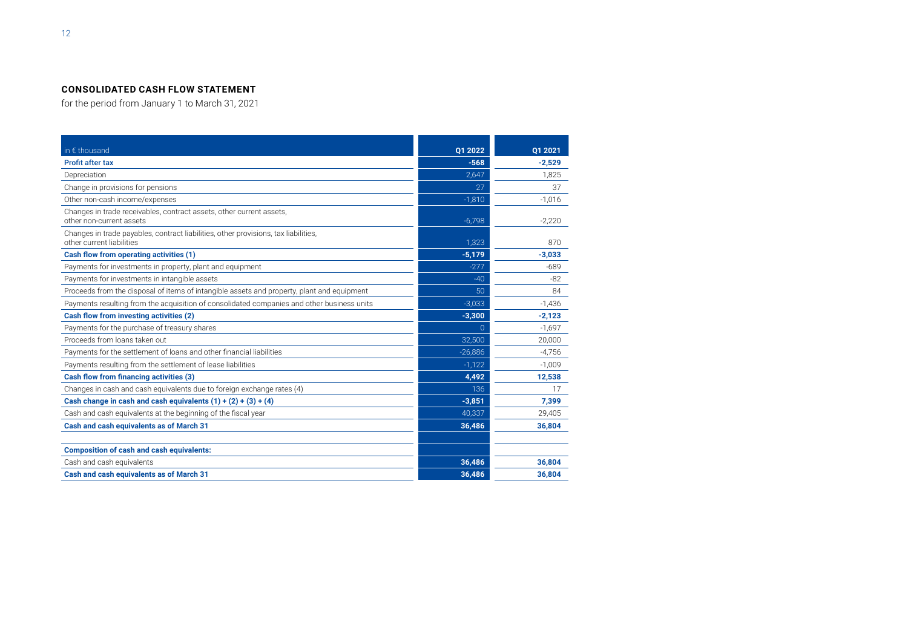## CONSOLIDATED CASH FLOW STATEMENT

for the period from January 1 to March 31, 2021

| in € thousand | Q1 2022 | Q1 2021 |
|---|---|---|
| **Profit after tax** | **-568** | **-2,529** |
| Depreciation | 2,647 | 1,825 |
| Change in provisions for pensions | 27 | 37 |
| Other non-cash income/expenses | -1,810 | -1,016 |
| Changes in trade receivables, contract assets, other current assets, other non-current assets | -6,798 | -2,220 |
| Changes in trade payables, contract liabilities, other provisions, tax liabilities, other current liabilities | 1,323 | 870 |
| **Cash flow from operating activities (1)** | **-5,179** | **-3,033** |
| Payments for investments in property, plant and equipment | -277 | -689 |
| Payments for investments in intangible assets | -40 | -82 |
| Proceeds from the disposal of items of intangible assets and property, plant and equipment | 50 | 84 |
| Payments resulting from the acquisition of consolidated companies and other business units | -3,033 | -1,436 |
| **Cash flow from investing activities (2)** | **-3,300** | **-2,123** |
| Payments for the purchase of treasury shares | 0 | -1,697 |
| Proceeds from loans taken out | 32,500 | 20,000 |
| Payments for the settlement of loans and other financial liabilities | -26,886 | -4,756 |
| Payments resulting from the settlement of lease liabilities | -1,122 | -1,009 |
| **Cash flow from financing activities (3)** | **4,492** | **12,538** |
| Changes in cash and cash equivalents due to foreign exchange rates (4) | 136 | 17 |
| **Cash change in cash and cash equivalents (1) + (2) + (3) + (4)** | **-3,851** | **7,399** |
| Cash and cash equivalents at the beginning of the fiscal year | 40,337 | 29,405 |
| **Cash and cash equivalents as of March 31** | **36,486** | **36,804** |
| | | |
| **Composition of cash and cash equivalents:** | | |
| Cash and cash equivalents | **36,486** | **36,804** |
| **Cash and cash equivalents as of March 31** | **36,486** | **36,804** |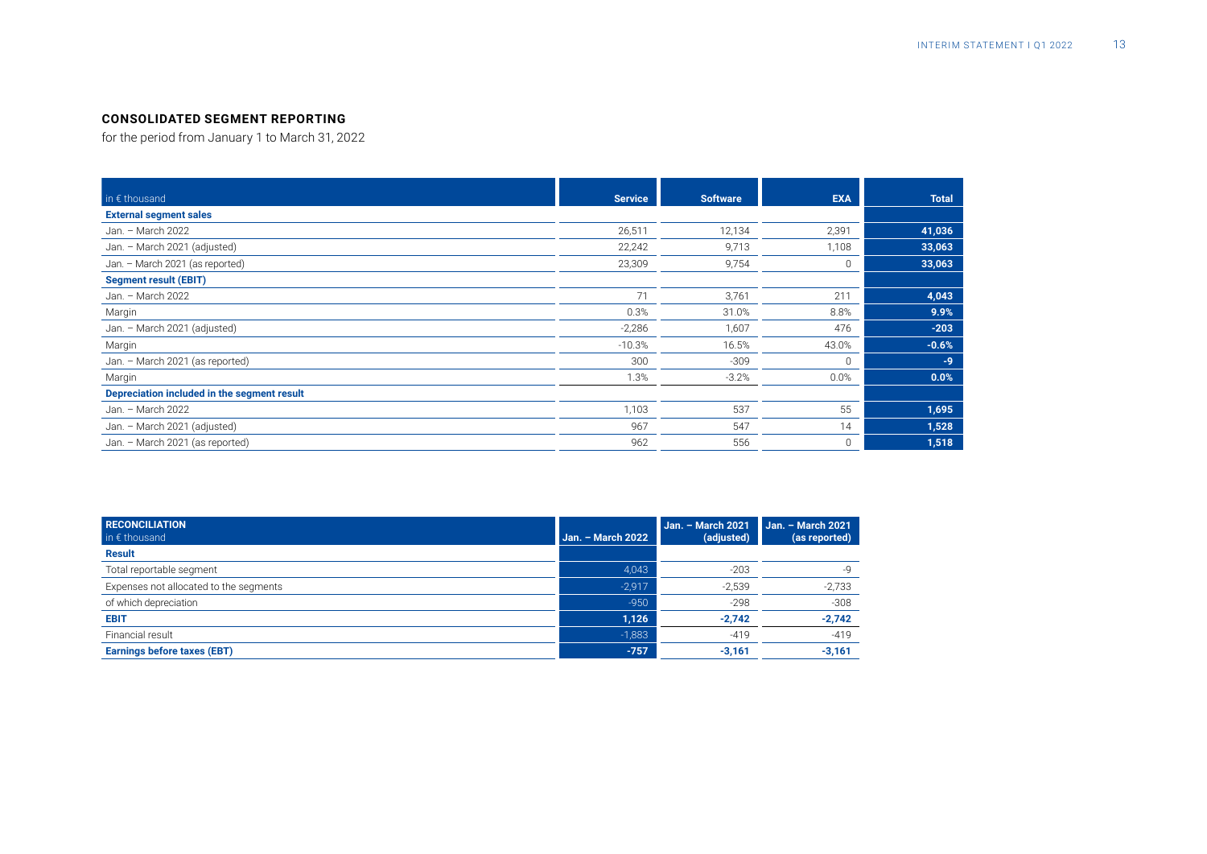**CONSOLIDATED SEGMENT REPORTING**

for the period from January 1 to March 31, 2022

| in € thousand | Service | Software | EXA | Total |
|---|---|---|---|---|
| **External segment sales** | | | | |
| Jan. – March 2022 | 26,511 | 12,134 | 2,391 | **41,036** |
| Jan. – March 2021 (adjusted) | 22,242 | 9,713 | 1,108 | **33,063** |
| Jan. – March 2021 (as reported) | 23,309 | 9,754 | 0 | **33,063** |
| **Segment result (EBIT)** | | | | |
| Jan. – March 2022 | 71 | 3,761 | 211 | **4,043** |
| Margin | 0.3% | 31.0% | 8.8% | **9.9%** |
| Jan. – March 2021 (adjusted) | -2,286 | 1,607 | 476 | **-203** |
| Margin | -10.3% | 16.5% | 43.0% | **-0.6%** |
| Jan. – March 2021 (as reported) | 300 | -309 | 0 | **-9** |
| Margin | 1.3% | -3.2% | 0.0% | **0.0%** |
| **Depreciation included in the segment result** | | | | |
| Jan. – March 2022 | 1,103 | 537 | 55 | **1,695** |
| Jan. – March 2021 (adjusted) | 967 | 547 | 14 | **1,528** |
| Jan. – March 2021 (as reported) | 962 | 556 | 0 | **1,518** |

| **RECONCILIATION** in € thousand | Jan. – March 2022 | Jan. – March 2021 (adjusted) | Jan. – March 2021 (as reported) |
|---|---|---|---|
| **Result** | | | |
| Total reportable segment | 4,043 | -203 | -9 |
| Expenses not allocated to the segments | -2,917 | -2,539 | -2,733 |
| of which depreciation | -950 | -298 | -308 |
| **EBIT** | **1,126** | **-2,742** | **-2,742** |
| Financial result | -1,883 | -419 | -419 |
| **Earnings before taxes (EBT)** | **-757** | **-3,161** | **-3,161** |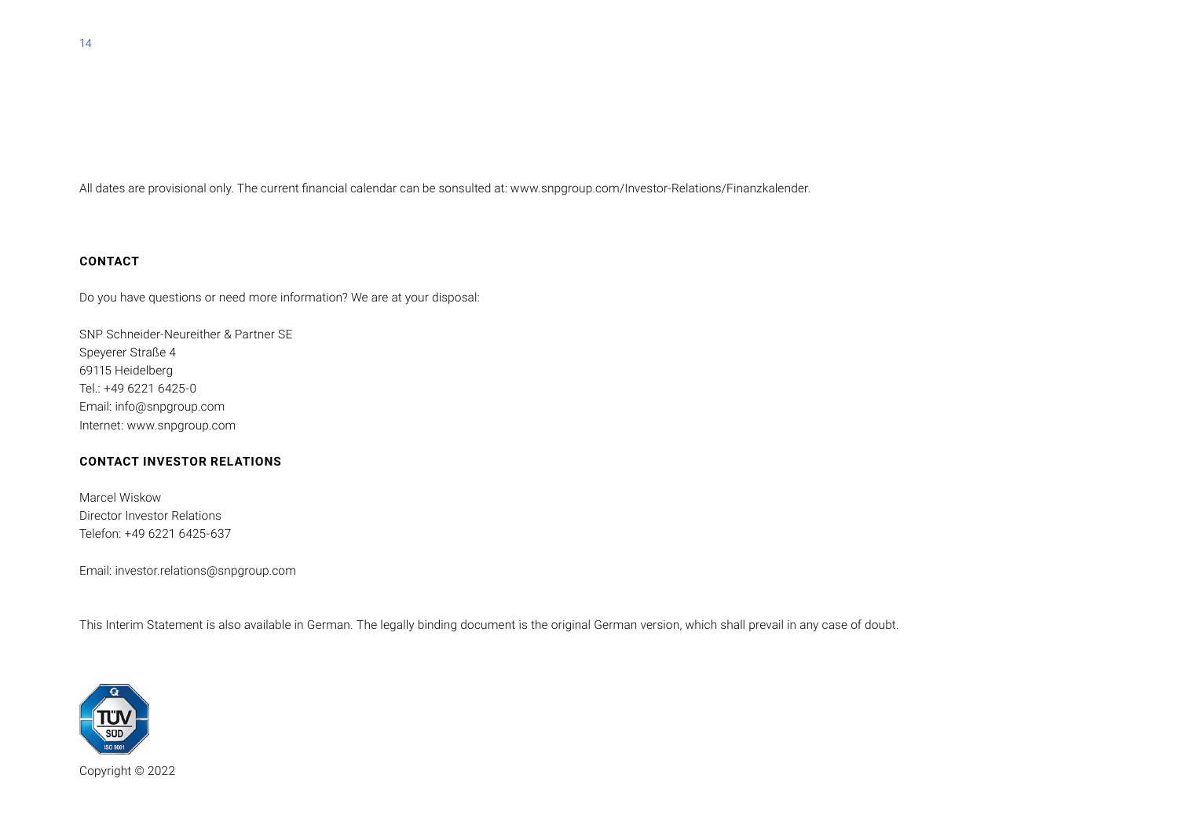All dates are provisional only. The current financial calendar can be sonsulted at: www.snpgroup.com/Investor-Relations/Finanzkalender.

## CONTACT

Do you have questions or need more information? We are at your disposal:

SNP Schneider-Neureither & Partner SE
Speyerer Straße 4
69115 Heidelberg
Tel.: +49 6221 6425-0
Email: info@snpgroup.com
Internet: www.snpgroup.com

## CONTACT INVESTOR RELATIONS

Marcel Wiskow
Director Investor Relations
Telefon: +49 6221 6425-637

Email: investor.relations@snpgroup.com

This Interim Statement is also available in German. The legally binding document is the original German version, which shall prevail in any case of doubt.

Copyright © 2022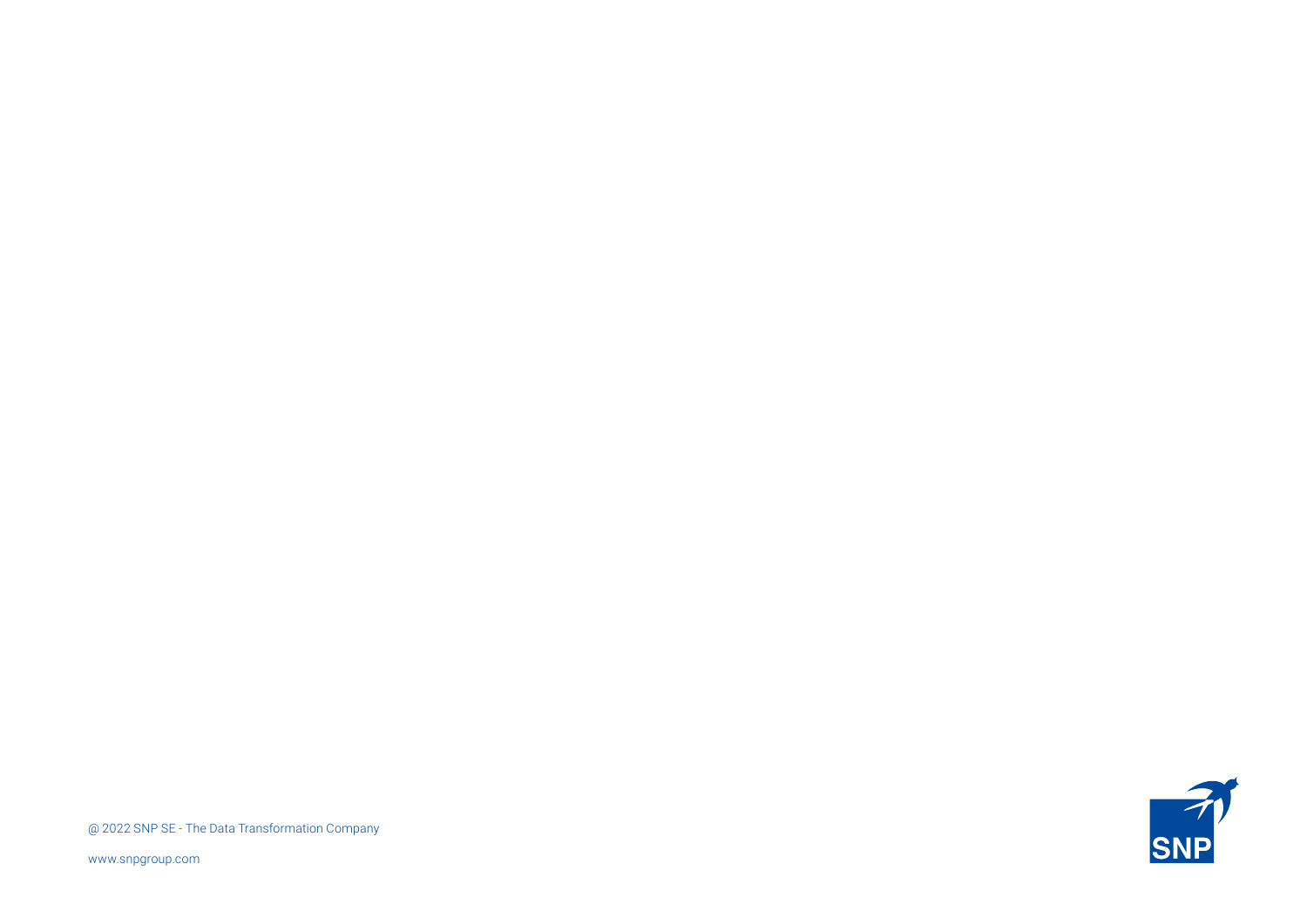@ 2022 SNP SE - The Data Transformation Company

www.snpgroup.com